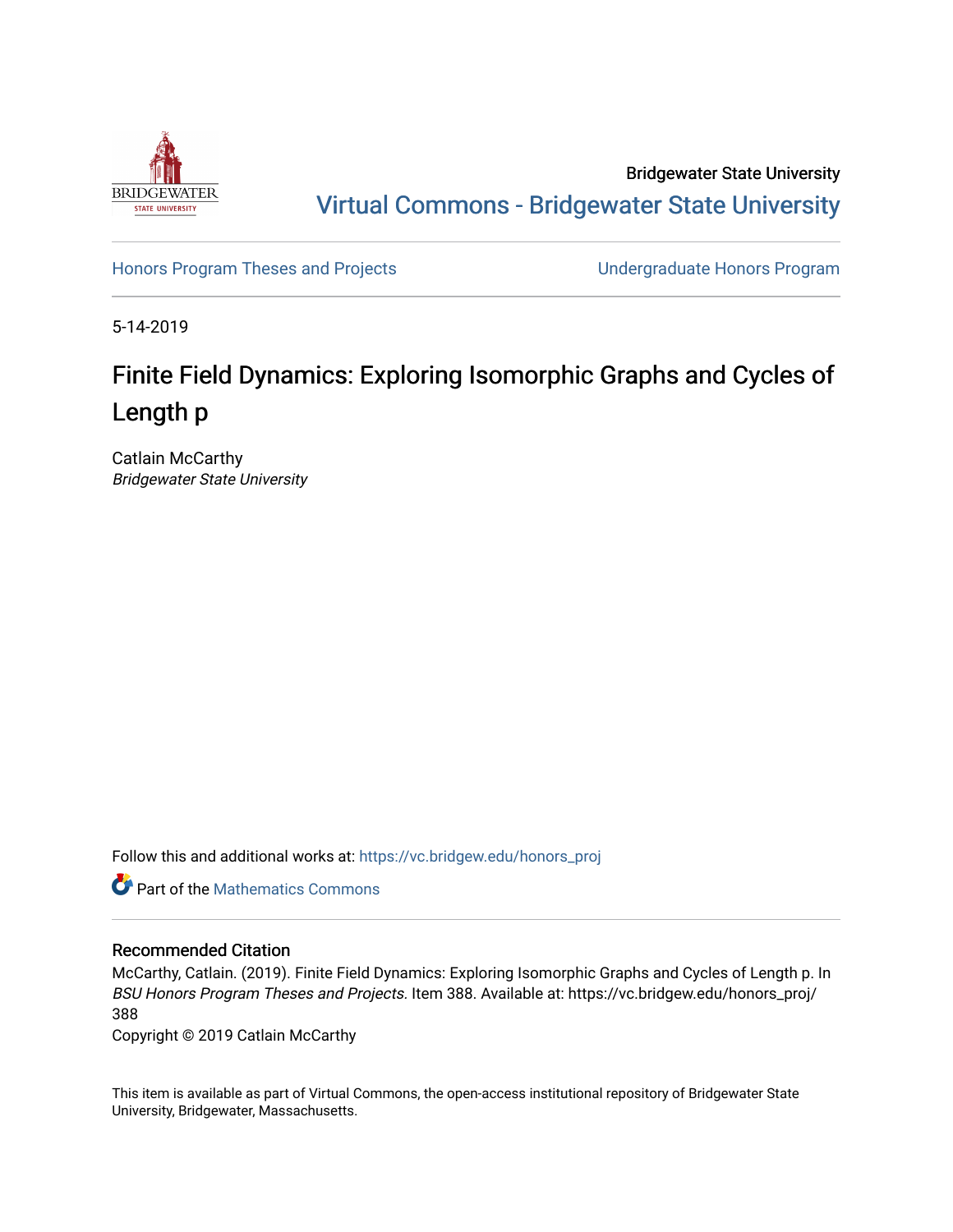Bridgewater State University

Virtual Commons - Bridgewater State University

Honors Program Theses and Projects | Undergraduate Honors Program

5-14-2019

# Finite Field Dynamics: Exploring Isomorphic Graphs and Cycles of Length p

Catlain McCarthy
*Bridgewater State University*

Follow this and additional works at: https://vc.bridgew.edu/honors_proj

Part of the Mathematics Commons

## Recommended Citation

McCarthy, Catlain. (2019). Finite Field Dynamics: Exploring Isomorphic Graphs and Cycles of Length p. In *BSU Honors Program Theses and Projects.* Item 388. Available at: https://vc.bridgew.edu/honors_proj/388

Copyright © 2019 Catlain McCarthy

This item is available as part of Virtual Commons, the open-access institutional repository of Bridgewater State University, Bridgewater, Massachusetts.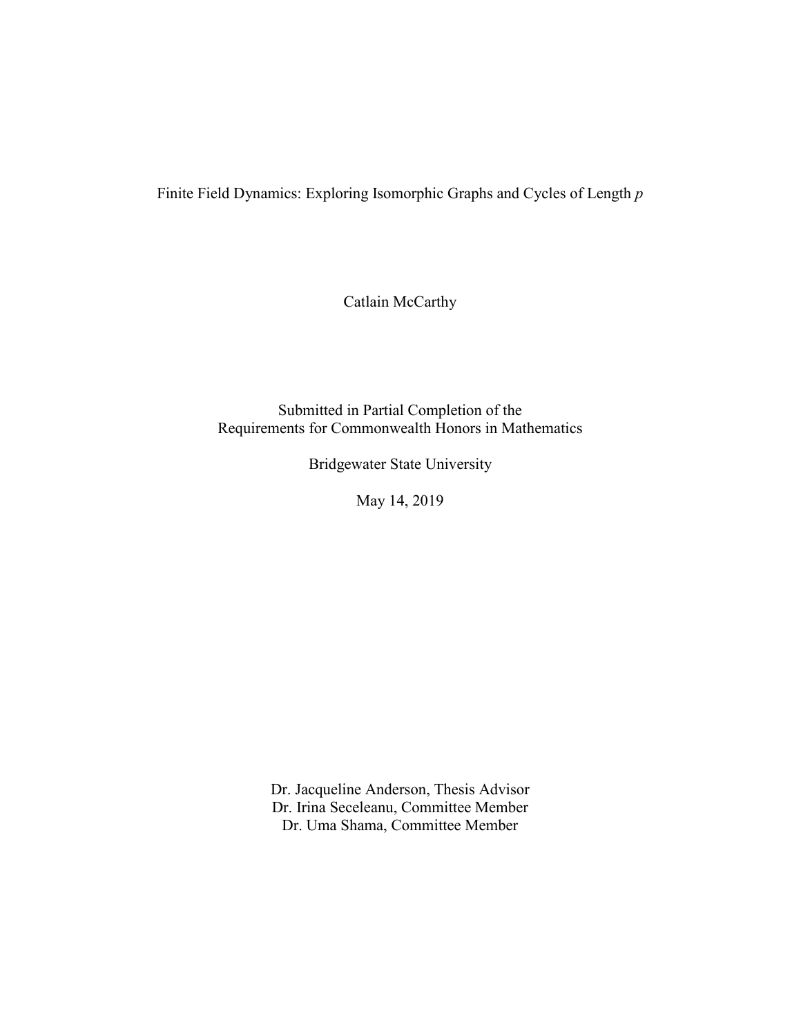# Finite Field Dynamics: Exploring Isomorphic Graphs and Cycles of Length $p$

Catlain McCarthy

Submitted in Partial Completion of the
Requirements for Commonwealth Honors in Mathematics

Bridgewater State University

May 14, 2019

Dr. Jacqueline Anderson, Thesis Advisor
Dr. Irina Seceleanu, Committee Member
Dr. Uma Shama, Committee Member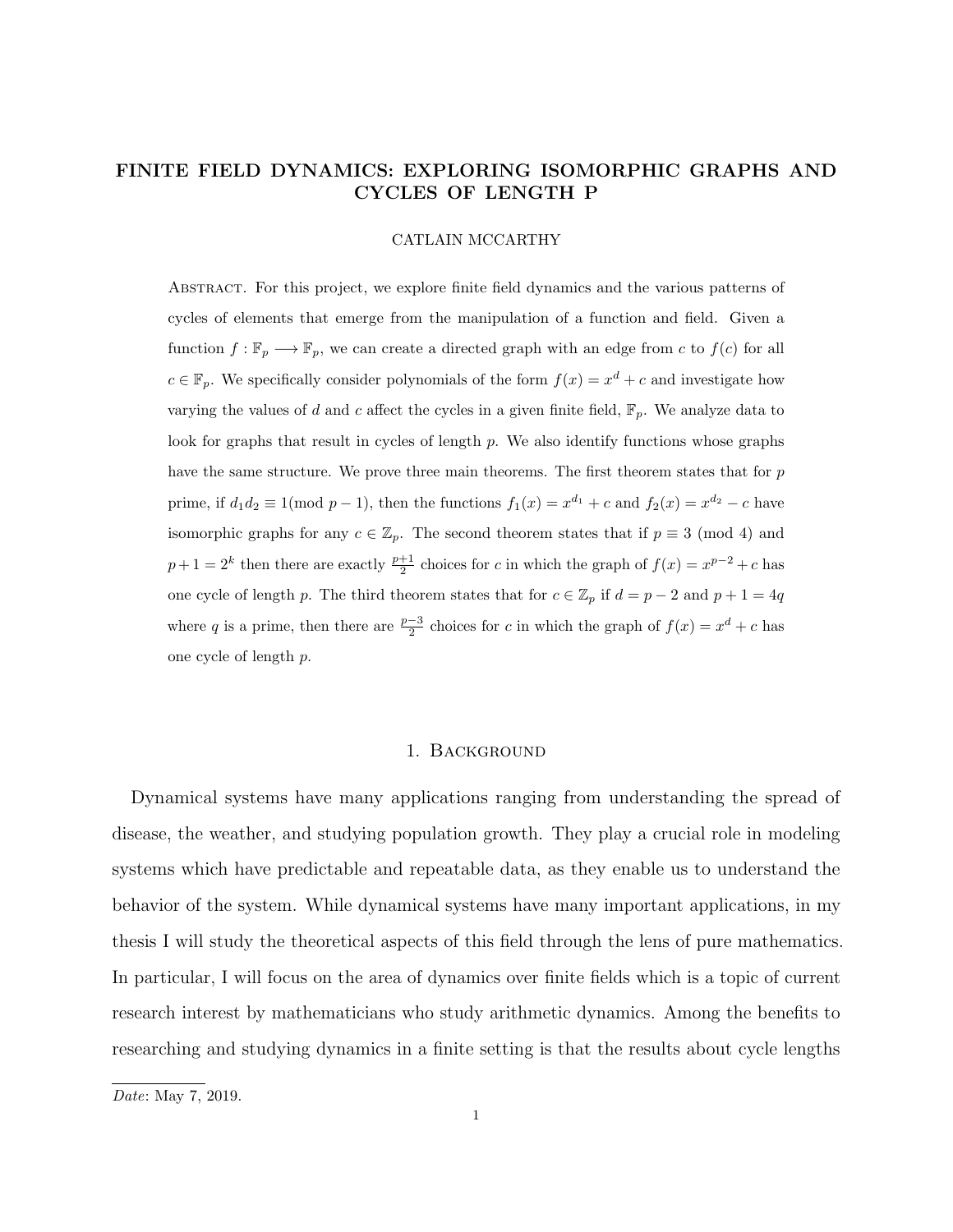# FINITE FIELD DYNAMICS: EXPLORING ISOMORPHIC GRAPHS AND CYCLES OF LENGTH P

CATLAIN MCCARTHY

Abstract. For this project, we explore finite field dynamics and the various patterns of cycles of elements that emerge from the manipulation of a function and field. Given a function $f : \mathbb{F}_p \longrightarrow \mathbb{F}_p$, we can create a directed graph with an edge from $c$ to $f(c)$ for all $c \in \mathbb{F}_p$. We specifically consider polynomials of the form $f(x) = x^d + c$ and investigate how varying the values of $d$ and $c$ affect the cycles in a given finite field, $\mathbb{F}_p$. We analyze data to look for graphs that result in cycles of length $p$. We also identify functions whose graphs have the same structure. We prove three main theorems. The first theorem states that for $p$ prime, if $d_1 d_2 \equiv 1 (\text{mod } p-1)$, then the functions $f_1(x) = x^{d_1} + c$ and $f_2(x) = x^{d_2} - c$ have isomorphic graphs for any $c \in \mathbb{Z}_p$. The second theorem states that if $p \equiv 3 \pmod 4$ and $p+1 = 2^k$ then there are exactly $\frac{p+1}{2}$ choices for $c$ in which the graph of $f(x) = x^{p-2} + c$ has one cycle of length $p$. The third theorem states that for $c \in \mathbb{Z}_p$ if $d = p-2$ and $p+1 = 4q$ where $q$ is a prime, then there are $\frac{p-3}{2}$ choices for $c$ in which the graph of $f(x) = x^d + c$ has one cycle of length $p$.

## 1. Background

Dynamical systems have many applications ranging from understanding the spread of disease, the weather, and studying population growth. They play a crucial role in modeling systems which have predictable and repeatable data, as they enable us to understand the behavior of the system. While dynamical systems have many important applications, in my thesis I will study the theoretical aspects of this field through the lens of pure mathematics. In particular, I will focus on the area of dynamics over finite fields which is a topic of current research interest by mathematicians who study arithmetic dynamics. Among the benefits to researching and studying dynamics in a finite setting is that the results about cycle lengths

*Date*: May 7, 2019.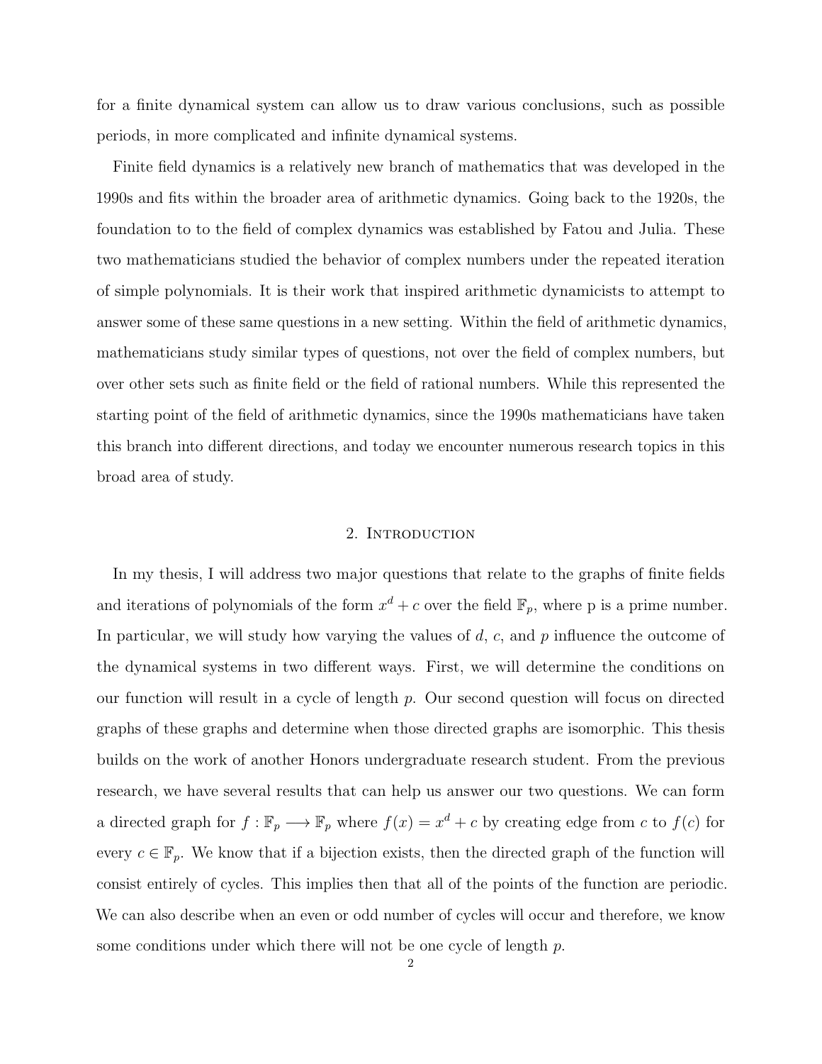for a finite dynamical system can allow us to draw various conclusions, such as possible periods, in more complicated and infinite dynamical systems.

Finite field dynamics is a relatively new branch of mathematics that was developed in the 1990s and fits within the broader area of arithmetic dynamics. Going back to the 1920s, the foundation to to the field of complex dynamics was established by Fatou and Julia. These two mathematicians studied the behavior of complex numbers under the repeated iteration of simple polynomials. It is their work that inspired arithmetic dynamicists to attempt to answer some of these same questions in a new setting. Within the field of arithmetic dynamics, mathematicians study similar types of questions, not over the field of complex numbers, but over other sets such as finite field or the field of rational numbers. While this represented the starting point of the field of arithmetic dynamics, since the 1990s mathematicians have taken this branch into different directions, and today we encounter numerous research topics in this broad area of study.

## 2. Introduction

In my thesis, I will address two major questions that relate to the graphs of finite fields and iterations of polynomials of the form $x^d + c$ over the field $\mathbb{F}_p$, where p is a prime number. In particular, we will study how varying the values of $d$, $c$, and $p$ influence the outcome of the dynamical systems in two different ways. First, we will determine the conditions on our function will result in a cycle of length $p$. Our second question will focus on directed graphs of these graphs and determine when those directed graphs are isomorphic. This thesis builds on the work of another Honors undergraduate research student. From the previous research, we have several results that can help us answer our two questions. We can form a directed graph for $f : \mathbb{F}_p \longrightarrow \mathbb{F}_p$ where $f(x) = x^d + c$ by creating edge from $c$ to $f(c)$ for every $c \in \mathbb{F}_p$. We know that if a bijection exists, then the directed graph of the function will consist entirely of cycles. This implies then that all of the points of the function are periodic. We can also describe when an even or odd number of cycles will occur and therefore, we know some conditions under which there will not be one cycle of length $p$.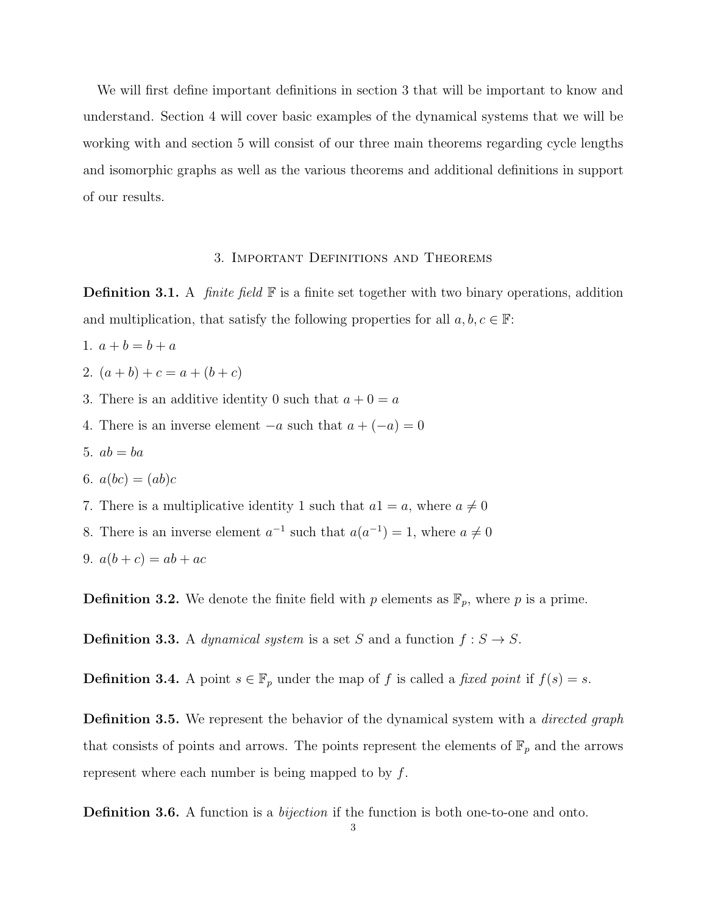We will first define important definitions in section 3 that will be important to know and understand. Section 4 will cover basic examples of the dynamical systems that we will be working with and section 5 will consist of our three main theorems regarding cycle lengths and isomorphic graphs as well as the various theorems and additional definitions in support of our results.

## 3. Important Definitions and Theorems

**Definition 3.1.** A *finite field* $\mathbb{F}$ is a finite set together with two binary operations, addition and multiplication, that satisfy the following properties for all $a, b, c \in \mathbb{F}$:

1. $a + b = b + a$
2. $(a + b) + c = a + (b + c)$
3. There is an additive identity 0 such that $a + 0 = a$
4. There is an inverse element $-a$ such that $a + (-a) = 0$
5. $ab = ba$
6. $a(bc) = (ab)c$
7. There is a multiplicative identity 1 such that $a1 = a$, where $a \neq 0$
8. There is an inverse element $a^{-1}$ such that $a(a^{-1}) = 1$, where $a \neq 0$
9. $a(b + c) = ab + ac$

**Definition 3.2.** We denote the finite field with $p$ elements as $\mathbb{F}_p$, where $p$ is a prime.

**Definition 3.3.** A *dynamical system* is a set $S$ and a function $f : S \to S$.

**Definition 3.4.** A point $s \in \mathbb{F}_p$ under the map of $f$ is called a *fixed point* if $f(s) = s$.

**Definition 3.5.** We represent the behavior of the dynamical system with a *directed graph* that consists of points and arrows. The points represent the elements of $\mathbb{F}_p$ and the arrows represent where each number is being mapped to by $f$.

**Definition 3.6.** A function is a *bijection* if the function is both one-to-one and onto.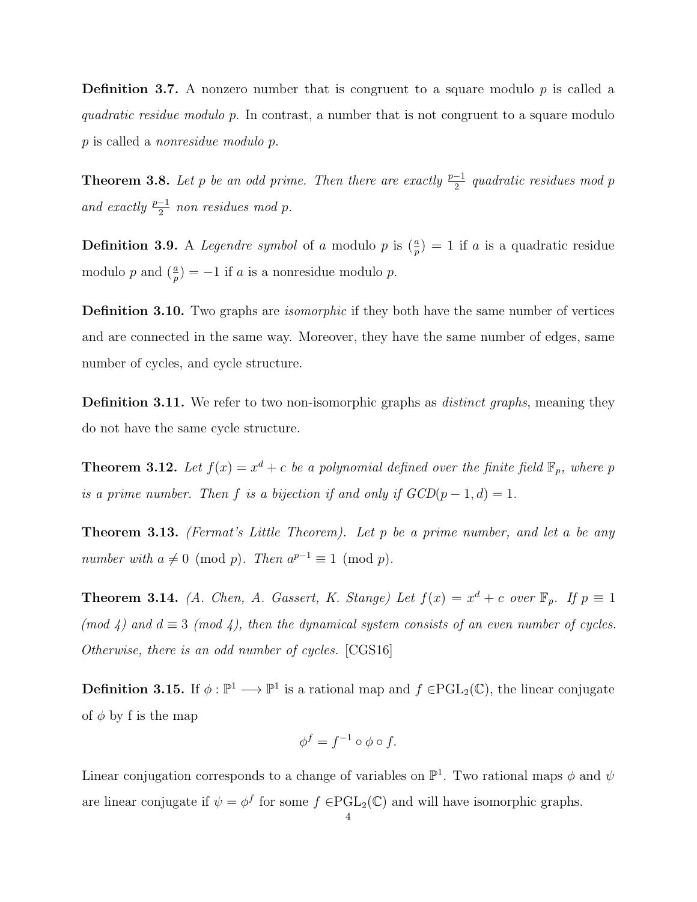**Definition 3.7.** A nonzero number that is congruent to a square modulo $p$ is called a *quadratic residue modulo $p$*. In contrast, a number that is not congruent to a square modulo $p$ is called a *nonresidue modulo $p$*.

**Theorem 3.8.** *Let $p$ be an odd prime. Then there are exactly $\frac{p-1}{2}$ quadratic residues mod $p$ and exactly $\frac{p-1}{2}$ non residues mod $p$.*

**Definition 3.9.** A *Legendre symbol* of $a$ modulo $p$ is $(\frac{a}{p}) = 1$ if $a$ is a quadratic residue modulo $p$ and $(\frac{a}{p}) = -1$ if $a$ is a nonresidue modulo $p$.

**Definition 3.10.** Two graphs are *isomorphic* if they both have the same number of vertices and are connected in the same way. Moreover, they have the same number of edges, same number of cycles, and cycle structure.

**Definition 3.11.** We refer to two non-isomorphic graphs as *distinct graphs*, meaning they do not have the same cycle structure.

**Theorem 3.12.** *Let $f(x) = x^d + c$ be a polynomial defined over the finite field $\mathbb{F}_p$, where $p$ is a prime number. Then $f$ is a bijection if and only if $GCD(p-1, d) = 1$.*

**Theorem 3.13.** *(Fermat's Little Theorem). Let $p$ be a prime number, and let $a$ be any number with $a \neq 0 \pmod{p}$. Then $a^{p-1} \equiv 1 \pmod{p}$.*

**Theorem 3.14.** *(A. Chen, A. Gassert, K. Stange) Let $f(x) = x^d + c$ over $\mathbb{F}_p$. If $p \equiv 1$ (mod 4) and $d \equiv 3$ (mod 4), then the dynamical system consists of an even number of cycles. Otherwise, there is an odd number of cycles.* [CGS16]

**Definition 3.15.** If $\phi : \mathbb{P}^1 \longrightarrow \mathbb{P}^1$ is a rational map and $f \in \text{PGL}_2(\mathbb{C})$, the linear conjugate of $\phi$ by f is the map

$$\phi^f = f^{-1} \circ \phi \circ f.$$

Linear conjugation corresponds to a change of variables on $\mathbb{P}^1$. Two rational maps $\phi$ and $\psi$ are linear conjugate if $\psi = \phi^f$ for some $f \in \text{PGL}_2(\mathbb{C})$ and will have isomorphic graphs.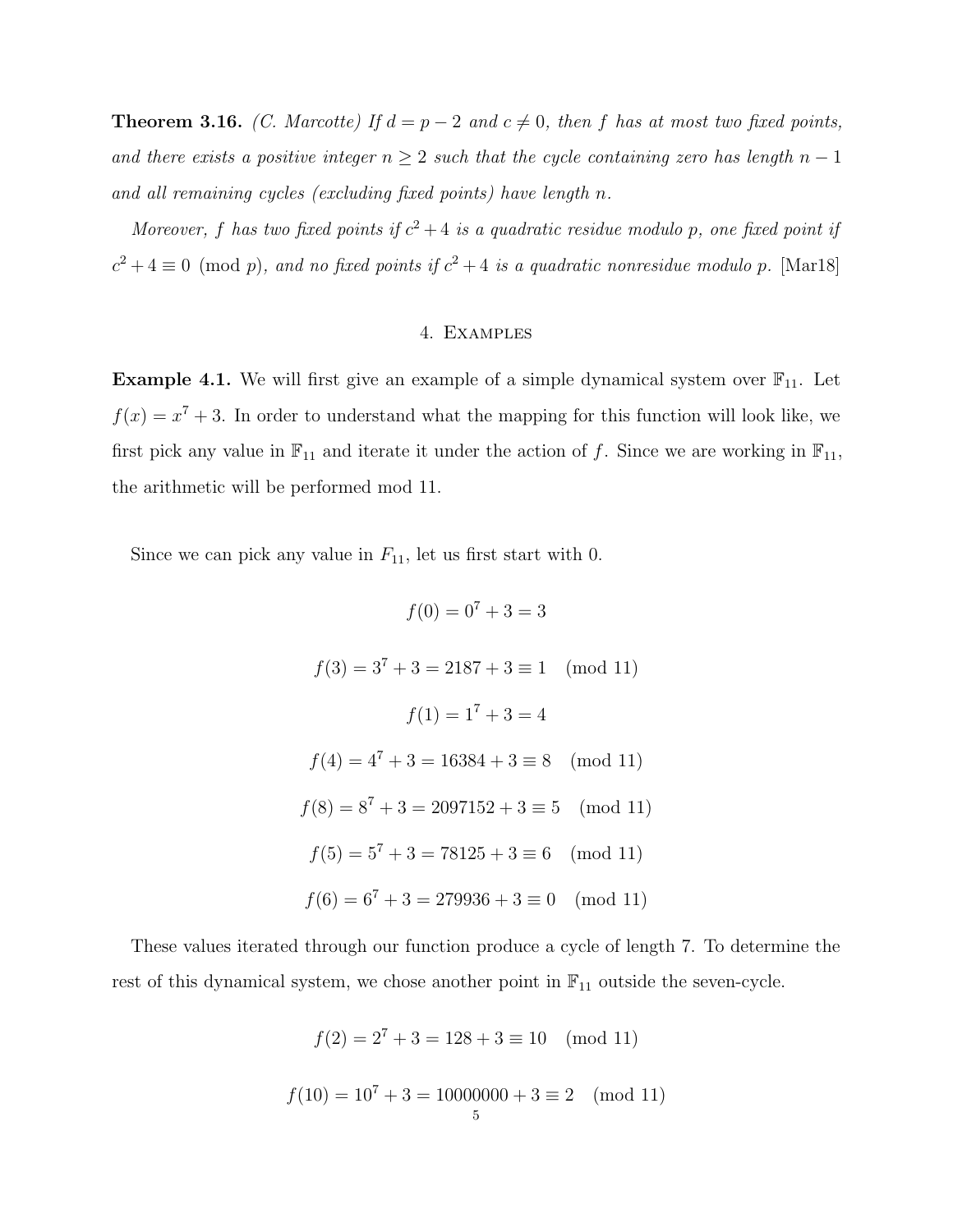**Theorem 3.16.** *(C. Marcotte) If $d = p - 2$ and $c \neq 0$, then $f$ has at most two fixed points, and there exists a positive integer $n \geq 2$ such that the cycle containing zero has length $n - 1$ and all remaining cycles (excluding fixed points) have length $n$.*

*Moreover, $f$ has two fixed points if $c^2 + 4$ is a quadratic residue modulo $p$, one fixed point if $c^2 + 4 \equiv 0 \pmod{p}$, and no fixed points if $c^2 + 4$ is a quadratic nonresidue modulo $p$.* [Mar18]

## 4. Examples

**Example 4.1.** We will first give an example of a simple dynamical system over $\mathbb{F}_{11}$. Let $f(x) = x^7 + 3$. In order to understand what the mapping for this function will look like, we first pick any value in $\mathbb{F}_{11}$ and iterate it under the action of $f$. Since we are working in $\mathbb{F}_{11}$, the arithmetic will be performed mod 11.

Since we can pick any value in $F_{11}$, let us first start with 0.

$$f(0) = 0^7 + 3 = 3$$

$$f(3) = 3^7 + 3 = 2187 + 3 \equiv 1 \pmod{11}$$

$$f(1) = 1^7 + 3 = 4$$

$$f(4) = 4^7 + 3 = 16384 + 3 \equiv 8 \pmod{11}$$

$$f(8) = 8^7 + 3 = 2097152 + 3 \equiv 5 \pmod{11}$$

$$f(5) = 5^7 + 3 = 78125 + 3 \equiv 6 \pmod{11}$$

$$f(6) = 6^7 + 3 = 279936 + 3 \equiv 0 \pmod{11}$$

These values iterated through our function produce a cycle of length 7. To determine the rest of this dynamical system, we chose another point in $\mathbb{F}_{11}$ outside the seven-cycle.

$$f(2) = 2^7 + 3 = 128 + 3 \equiv 10 \pmod{11}$$

$$f(10) = 10^7 + 3 = 10000000 + 3 \equiv 2 \pmod{11}$$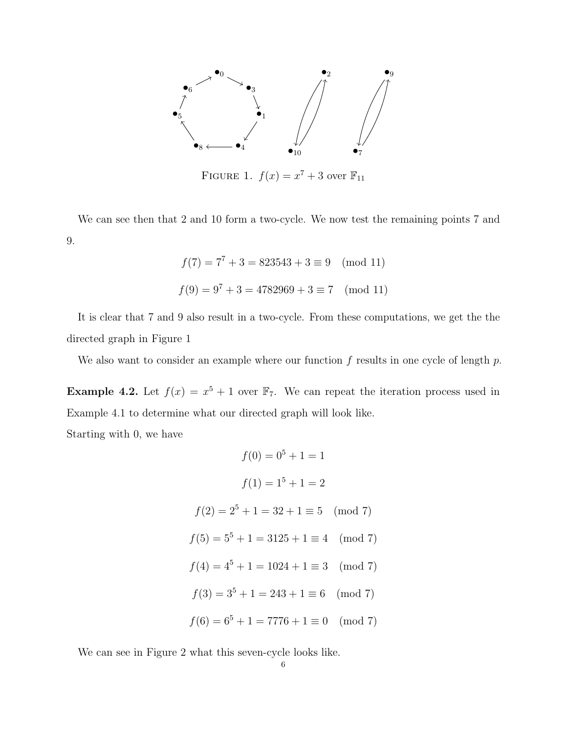FIGURE 1. $f(x) = x^7 + 3$ over $\mathbb{F}_{11}$

We can see then that 2 and 10 form a two-cycle. We now test the remaining points 7 and 9.

$$f(7) = 7^7 + 3 = 823543 + 3 \equiv 9 \pmod{11}$$

$$f(9) = 9^7 + 3 = 4782969 + 3 \equiv 7 \pmod{11}$$

It is clear that 7 and 9 also result in a two-cycle. From these computations, we get the the directed graph in Figure 1

We also want to consider an example where our function $f$ results in one cycle of length $p$.

**Example 4.2.** Let $f(x) = x^5 + 1$ over $\mathbb{F}_7$. We can repeat the iteration process used in Example 4.1 to determine what our directed graph will look like.
Starting with 0, we have

$$f(0) = 0^5 + 1 = 1$$

$$f(1) = 1^5 + 1 = 2$$

$$f(2) = 2^5 + 1 = 32 + 1 \equiv 5 \pmod{7}$$

$$f(5) = 5^5 + 1 = 3125 + 1 \equiv 4 \pmod{7}$$

$$f(4) = 4^5 + 1 = 1024 + 1 \equiv 3 \pmod{7}$$

$$f(3) = 3^5 + 1 = 243 + 1 \equiv 6 \pmod{7}$$

$$f(6) = 6^5 + 1 = 7776 + 1 \equiv 0 \pmod{7}$$

We can see in Figure 2 what this seven-cycle looks like.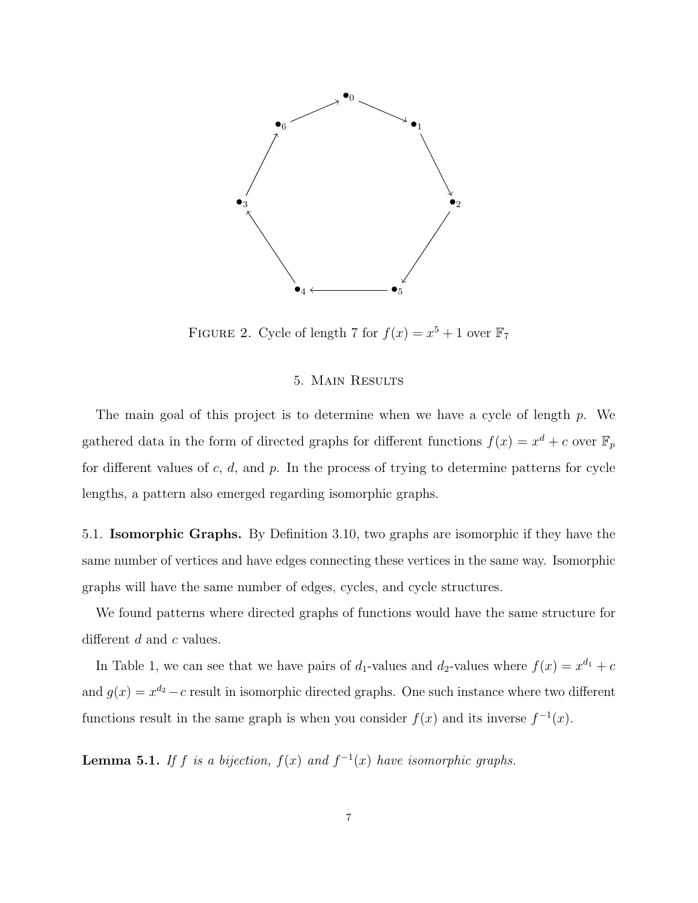FIGURE 2. Cycle of length 7 for $f(x) = x^5 + 1$ over $\mathbb{F}_7$

## 5. Main Results

The main goal of this project is to determine when we have a cycle of length $p$. We gathered data in the form of directed graphs for different functions $f(x) = x^d + c$ over $\mathbb{F}_p$ for different values of $c$, $d$, and $p$. In the process of trying to determine patterns for cycle lengths, a pattern also emerged regarding isomorphic graphs.

### 5.1. Isomorphic Graphs.

By Definition 3.10, two graphs are isomorphic if they have the same number of vertices and have edges connecting these vertices in the same way. Isomorphic graphs will have the same number of edges, cycles, and cycle structures.

We found patterns where directed graphs of functions would have the same structure for different $d$ and $c$ values.

In Table 1, we can see that we have pairs of $d_1$-values and $d_2$-values where $f(x) = x^{d_1} + c$ and $g(x) = x^{d_2} - c$ result in isomorphic directed graphs. One such instance where two different functions result in the same graph is when you consider $f(x)$ and its inverse $f^{-1}(x)$.

**Lemma 5.1.** *If $f$ is a bijection, $f(x)$ and $f^{-1}(x)$ have isomorphic graphs.*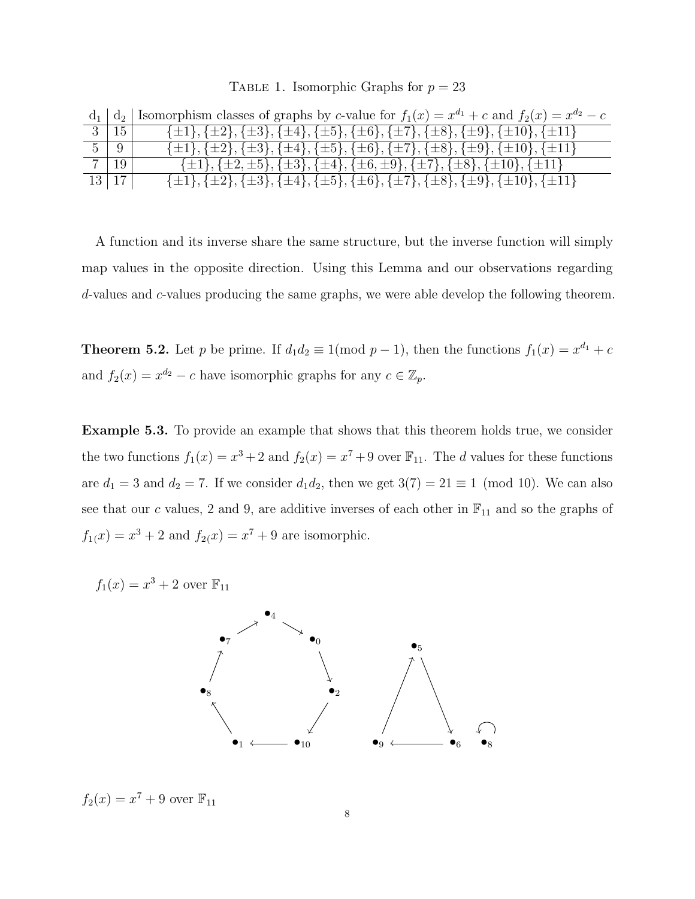Table 1. Isomorphic Graphs for $p = 23$

| $d_1$ | $d_2$ | Isomorphism classes of graphs by $c$-value for $f_1(x) = x^{d_1} + c$ and $f_2(x) = x^{d_2} - c$ |
|---|---|---|
| 3 | 15 | $\{\pm 1\}, \{\pm 2\}, \{\pm 3\}, \{\pm 4\}, \{\pm 5\}, \{\pm 6\}, \{\pm 7\}, \{\pm 8\}, \{\pm 9\}, \{\pm 10\}, \{\pm 11\}$ |
| 5 | 9 | $\{\pm 1\}, \{\pm 2\}, \{\pm 3\}, \{\pm 4\}, \{\pm 5\}, \{\pm 6\}, \{\pm 7\}, \{\pm 8\}, \{\pm 9\}, \{\pm 10\}, \{\pm 11\}$ |
| 7 | 19 | $\{\pm 1\}, \{\pm 2, \pm 5\}, \{\pm 3\}, \{\pm 4\}, \{\pm 6, \pm 9\}, \{\pm 7\}, \{\pm 8\}, \{\pm 10\}, \{\pm 11\}$ |
| 13 | 17 | $\{\pm 1\}, \{\pm 2\}, \{\pm 3\}, \{\pm 4\}, \{\pm 5\}, \{\pm 6\}, \{\pm 7\}, \{\pm 8\}, \{\pm 9\}, \{\pm 10\}, \{\pm 11\}$ |

A function and its inverse share the same structure, but the inverse function will simply map values in the opposite direction. Using this Lemma and our observations regarding $d$-values and $c$-values producing the same graphs, we were able develop the following theorem.

**Theorem 5.2.** *Let $p$ be prime. If $d_1 d_2 \equiv 1 (\bmod\ p-1)$, then the functions $f_1(x) = x^{d_1} + c$ and $f_2(x) = x^{d_2} - c$ have isomorphic graphs for any $c \in \mathbb{Z}_p$.*

**Example 5.3.** To provide an example that shows that this theorem holds true, we consider the two functions $f_1(x) = x^3 + 2$ and $f_2(x) = x^7 + 9$ over $\mathbb{F}_{11}$. The $d$ values for these functions are $d_1 = 3$ and $d_2 = 7$. If we consider $d_1 d_2$, then we get $3(7) = 21 \equiv 1 \pmod{10}$. We can also see that our $c$ values, 2 and 9, are additive inverses of each other in $\mathbb{F}_{11}$ and so the graphs of $f_{1(}x) = x^3 + 2$ and $f_{2(}x) = x^7 + 9$ are isomorphic.

$f_1(x) = x^3 + 2$ over $\mathbb{F}_{11}$

$f_2(x) = x^7 + 9$ over $\mathbb{F}_{11}$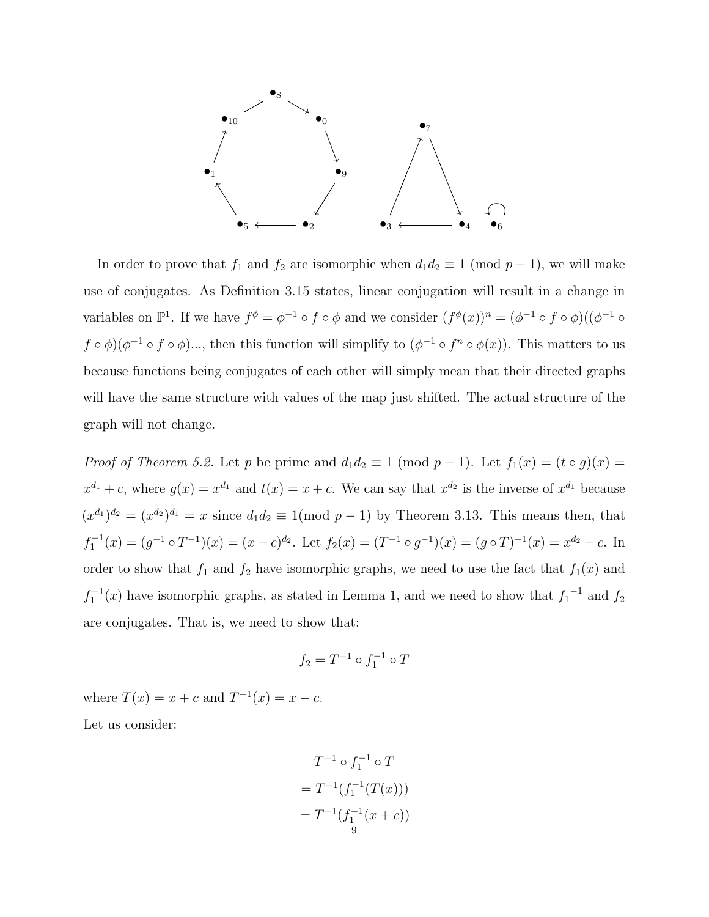In order to prove that $f_1$ and $f_2$ are isomorphic when $d_1 d_2 \equiv 1 \pmod{p-1}$, we will make use of conjugates. As Definition 3.15 states, linear conjugation will result in a change in variables on $\mathbb{P}^1$. If we have $f^\phi = \phi^{-1} \circ f \circ \phi$ and we consider $(f^\phi(x))^n = (\phi^{-1} \circ f \circ \phi)((\phi^{-1} \circ f \circ \phi)(\phi^{-1} \circ f \circ \phi)...$, then this function will simplify to $(\phi^{-1} \circ f^n \circ \phi(x))$. This matters to us because functions being conjugates of each other will simply mean that their directed graphs will have the same structure with values of the map just shifted. The actual structure of the graph will not change.

*Proof of Theorem 5.2.* Let $p$ be prime and $d_1 d_2 \equiv 1 \pmod{p-1}$. Let $f_1(x) = (t \circ g)(x) = x^{d_1} + c$, where $g(x) = x^{d_1}$ and $t(x) = x + c$. We can say that $x^{d_2}$ is the inverse of $x^{d_1}$ because $(x^{d_1})^{d_2} = (x^{d_2})^{d_1} = x$ since $d_1 d_2 \equiv 1 (\text{mod } p-1)$ by Theorem 3.13. This means then, that $f_1^{-1}(x) = (g^{-1} \circ T^{-1})(x) = (x-c)^{d_2}$. Let $f_2(x) = (T^{-1} \circ g^{-1})(x) = (g \circ T)^{-1}(x) = x^{d_2} - c$. In order to show that $f_1$ and $f_2$ have isomorphic graphs, we need to use the fact that $f_1(x)$ and $f_1^{-1}(x)$ have isomorphic graphs, as stated in Lemma 1, and we need to show that ${f_1}^{-1}$ and $f_2$ are conjugates. That is, we need to show that:

$$f_2 = T^{-1} \circ f_1^{-1} \circ T$$

where $T(x) = x + c$ and $T^{-1}(x) = x - c$.

Let us consider:

$$
\begin{aligned}
&T^{-1} \circ f_1^{-1} \circ T \\
&= T^{-1}(f_1^{-1}(T(x))) \\
&= T^{-1}(f_1^{-1}(x + c))
\end{aligned}
$$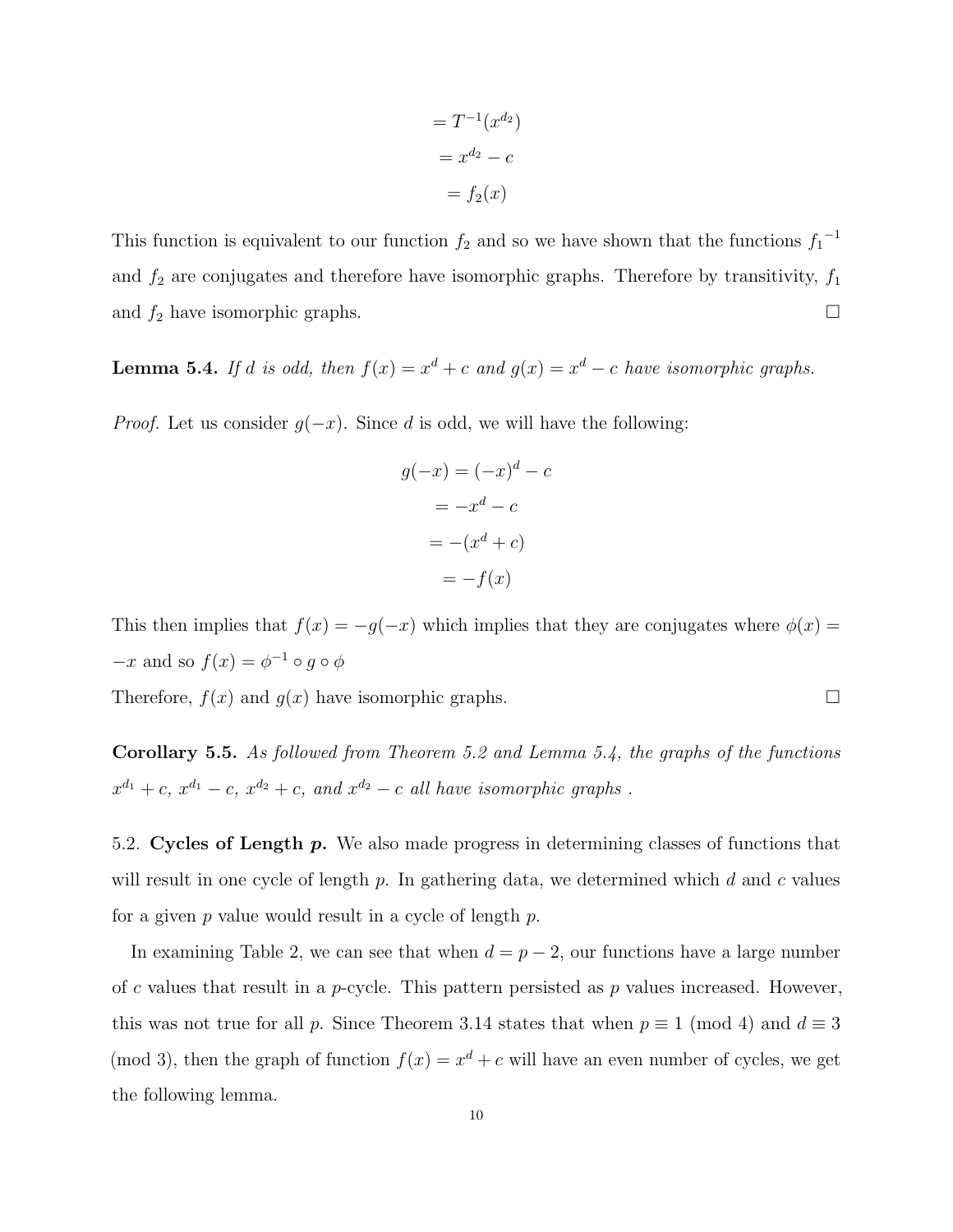$$
\begin{aligned}
&= T^{-1}(x^{d_2}) \\
&= x^{d_2} - c \\
&= f_2(x)
\end{aligned}
$$

This function is equivalent to our function $f_2$ and so we have shown that the functions ${f_1}^{-1}$ and $f_2$ are conjugates and therefore have isomorphic graphs. Therefore by transitivity, $f_1$ and $f_2$ have isomorphic graphs. ☐

**Lemma 5.4.** *If $d$ is odd, then $f(x) = x^d + c$ and $g(x) = x^d - c$ have isomorphic graphs.*

*Proof.* Let us consider $g(-x)$. Since $d$ is odd, we will have the following:

$$
\begin{aligned}
g(-x) &= (-x)^d - c \\
&= -x^d - c \\
&= -(x^d + c) \\
&= -f(x)
\end{aligned}
$$

This then implies that $f(x) = -g(-x)$ which implies that they are conjugates where $\phi(x) = -x$ and so $f(x) = \phi^{-1} \circ g \circ \phi$

Therefore, $f(x)$ and $g(x)$ have isomorphic graphs. ☐

**Corollary 5.5.** *As followed from Theorem 5.2 and Lemma 5.4, the graphs of the functions $x^{d_1} + c$, $x^{d_1} - c$, $x^{d_2} + c$, and $x^{d_2} - c$ all have isomorphic graphs .*

5.2. **Cycles of Length $p$.** We also made progress in determining classes of functions that will result in one cycle of length $p$. In gathering data, we determined which $d$ and $c$ values for a given $p$ value would result in a cycle of length $p$.

In examining Table 2, we can see that when $d = p - 2$, our functions have a large number of $c$ values that result in a $p$-cycle. This pattern persisted as $p$ values increased. However, this was not true for all $p$. Since Theorem 3.14 states that when $p \equiv 1 \pmod 4$ and $d \equiv 3 \pmod 3$, then the graph of function $f(x) = x^d + c$ will have an even number of cycles, we get the following lemma.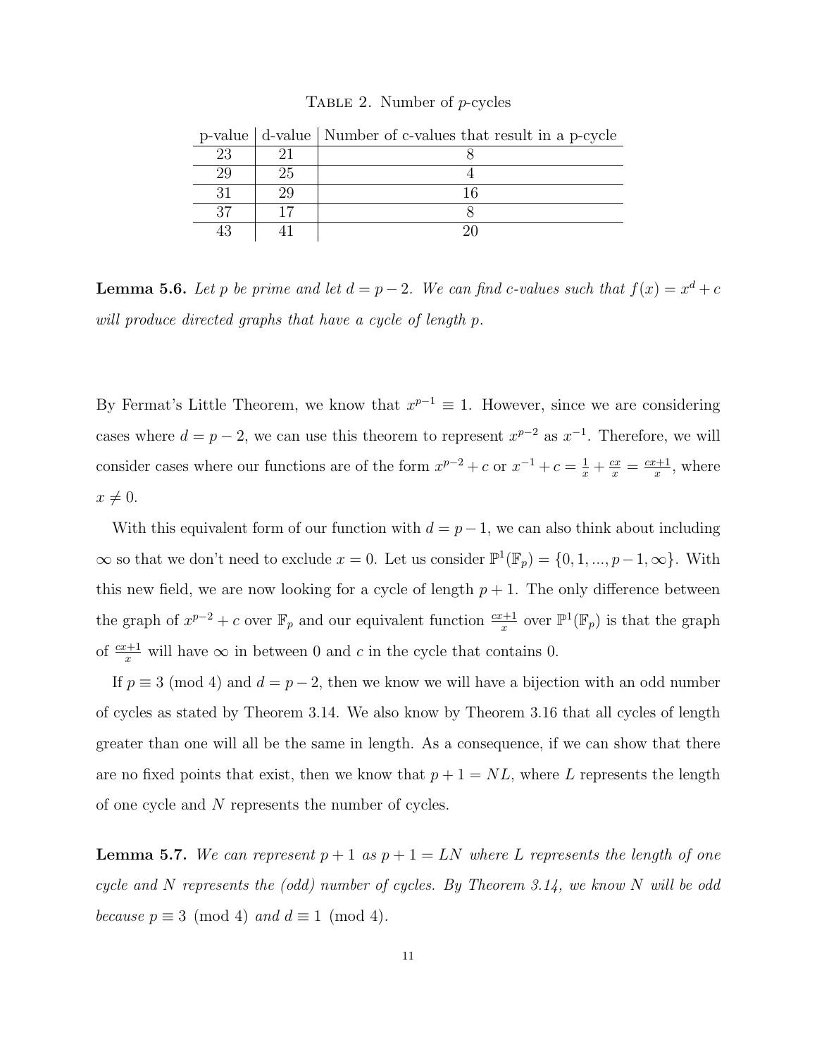Table 2. Number of $p$-cycles

| p-value | d-value | Number of c-values that result in a p-cycle |
|---|---|---|
| 23 | 21 | 8 |
| 29 | 25 | 4 |
| 31 | 29 | 16 |
| 37 | 17 | 8 |
| 43 | 41 | 20 |

**Lemma 5.6.** *Let $p$ be prime and let $d = p - 2$. We can find c-values such that $f(x) = x^d + c$ will produce directed graphs that have a cycle of length $p$.*

By Fermat's Little Theorem, we know that $x^{p-1} \equiv 1$. However, since we are considering cases where $d = p - 2$, we can use this theorem to represent $x^{p-2}$ as $x^{-1}$. Therefore, we will consider cases where our functions are of the form $x^{p-2} + c$ or $x^{-1} + c = \frac{1}{x} + \frac{cx}{x} = \frac{cx+1}{x}$, where $x \neq 0$.

With this equivalent form of our function with $d = p - 1$, we can also think about including $\infty$ so that we don't need to exclude $x = 0$. Let us consider $\mathbb{P}^1(\mathbb{F}_p) = \{0, 1, ..., p-1, \infty\}$. With this new field, we are now looking for a cycle of length $p + 1$. The only difference between the graph of $x^{p-2} + c$ over $\mathbb{F}_p$ and our equivalent function $\frac{cx+1}{x}$ over $\mathbb{P}^1(\mathbb{F}_p)$ is that the graph of $\frac{cx+1}{x}$ will have $\infty$ in between 0 and $c$ in the cycle that contains 0.

If $p \equiv 3 \pmod 4$ and $d = p - 2$, then we know we will have a bijection with an odd number of cycles as stated by Theorem 3.14. We also know by Theorem 3.16 that all cycles of length greater than one will all be the same in length. As a consequence, if we can show that there are no fixed points that exist, then we know that $p + 1 = NL$, where $L$ represents the length of one cycle and $N$ represents the number of cycles.

**Lemma 5.7.** *We can represent $p + 1$ as $p + 1 = LN$ where $L$ represents the length of one cycle and $N$ represents the (odd) number of cycles. By Theorem 3.14, we know $N$ will be odd because $p \equiv 3 \pmod 4$ and $d \equiv 1 \pmod 4$.*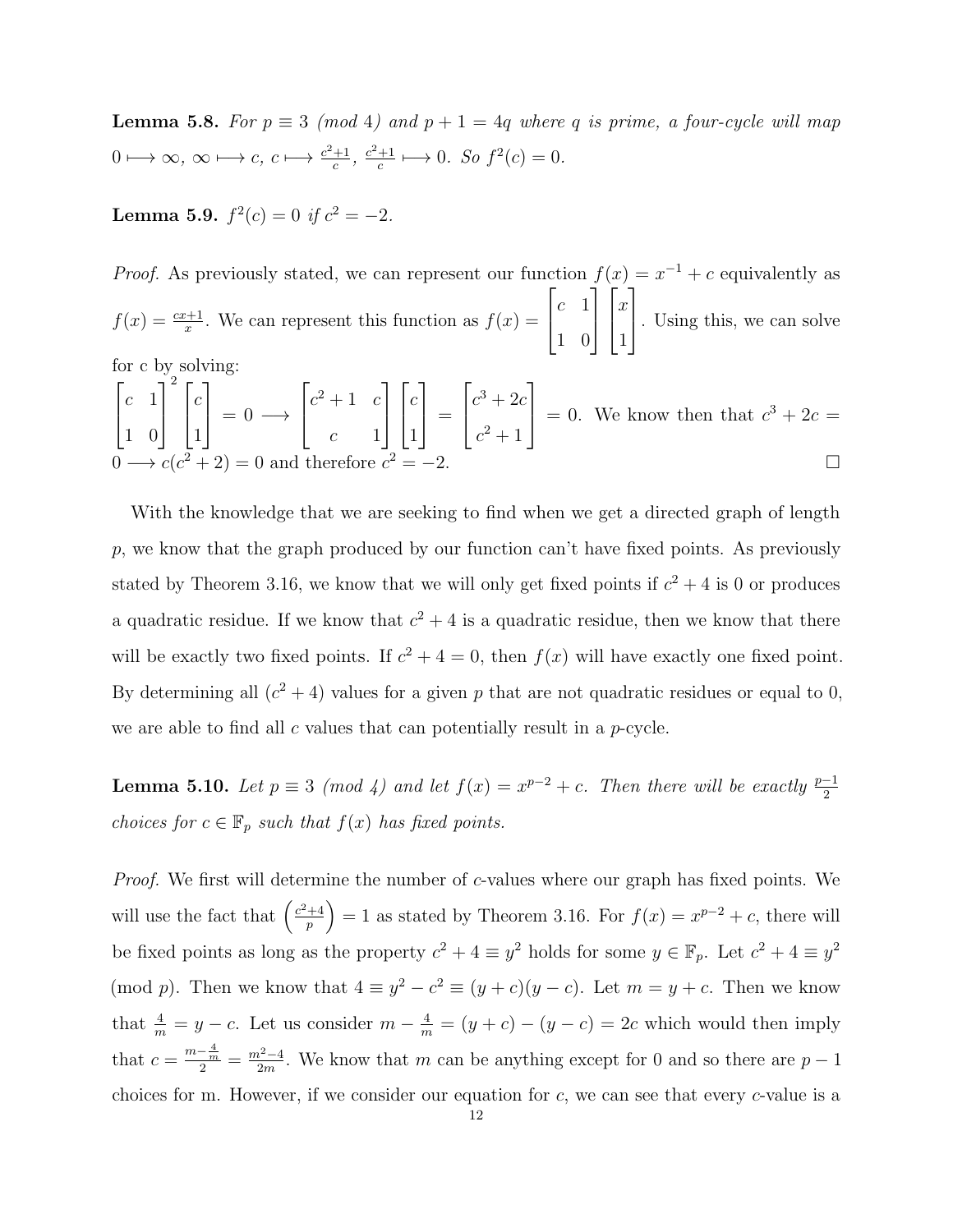**Lemma 5.8.** *For $p \equiv 3 \pmod 4$ and $p+1 = 4q$ where $q$ is prime, a four-cycle will map $0 \longmapsto \infty$, $\infty \longmapsto c$, $c \longmapsto \frac{c^2+1}{c}$, $\frac{c^2+1}{c} \longmapsto 0$. So $f^2(c) = 0$.*

**Lemma 5.9.** *$f^2(c) = 0$ if $c^2 = -2$.*

*Proof.* As previously stated, we can represent our function $f(x) = x^{-1} + c$ equivalently as $f(x) = \frac{cx+1}{x}$. We can represent this function as $f(x) = \begin{bmatrix} c & 1 \\ 1 & 0 \end{bmatrix} \begin{bmatrix} x \\ 1 \end{bmatrix}$. Using this, we can solve for c by solving:

$\begin{bmatrix} c & 1 \\ 1 & 0 \end{bmatrix}^2 \begin{bmatrix} c \\ 1 \end{bmatrix} = 0 \longrightarrow \begin{bmatrix} c^2+1 & c \\ c & 1 \end{bmatrix} \begin{bmatrix} c \\ 1 \end{bmatrix} = \begin{bmatrix} c^3+2c \\ c^2+1 \end{bmatrix} = 0$. We know then that $c^3 + 2c = 0 \longrightarrow c(c^2+2) = 0$ and therefore $c^2 = -2$. □

With the knowledge that we are seeking to find when we get a directed graph of length $p$, we know that the graph produced by our function can't have fixed points. As previously stated by Theorem 3.16, we know that we will only get fixed points if $c^2 + 4$ is 0 or produces a quadratic residue. If we know that $c^2 + 4$ is a quadratic residue, then we know that there will be exactly two fixed points. If $c^2 + 4 = 0$, then $f(x)$ will have exactly one fixed point. By determining all $(c^2 + 4)$ values for a given $p$ that are not quadratic residues or equal to 0, we are able to find all $c$ values that can potentially result in a $p$-cycle.

**Lemma 5.10.** *Let $p \equiv 3 \pmod 4$ and let $f(x) = x^{p-2} + c$. Then there will be exactly $\frac{p-1}{2}$ choices for $c \in \mathbb{F}_p$ such that $f(x)$ has fixed points.*

*Proof.* We first will determine the number of $c$-values where our graph has fixed points. We will use the fact that $\left(\frac{c^2+4}{p}\right) = 1$ as stated by Theorem 3.16. For $f(x) = x^{p-2} + c$, there will be fixed points as long as the property $c^2 + 4 \equiv y^2$ holds for some $y \in \mathbb{F}_p$. Let $c^2 + 4 \equiv y^2 \pmod p$. Then we know that $4 \equiv y^2 - c^2 \equiv (y+c)(y-c)$. Let $m = y + c$. Then we know that $\frac{4}{m} = y - c$. Let us consider $m - \frac{4}{m} = (y+c) - (y-c) = 2c$ which would then imply that $c = \frac{m - \frac{4}{m}}{2} = \frac{m^2-4}{2m}$. We know that $m$ can be anything except for 0 and so there are $p-1$ choices for m. However, if we consider our equation for $c$, we can see that every $c$-value is a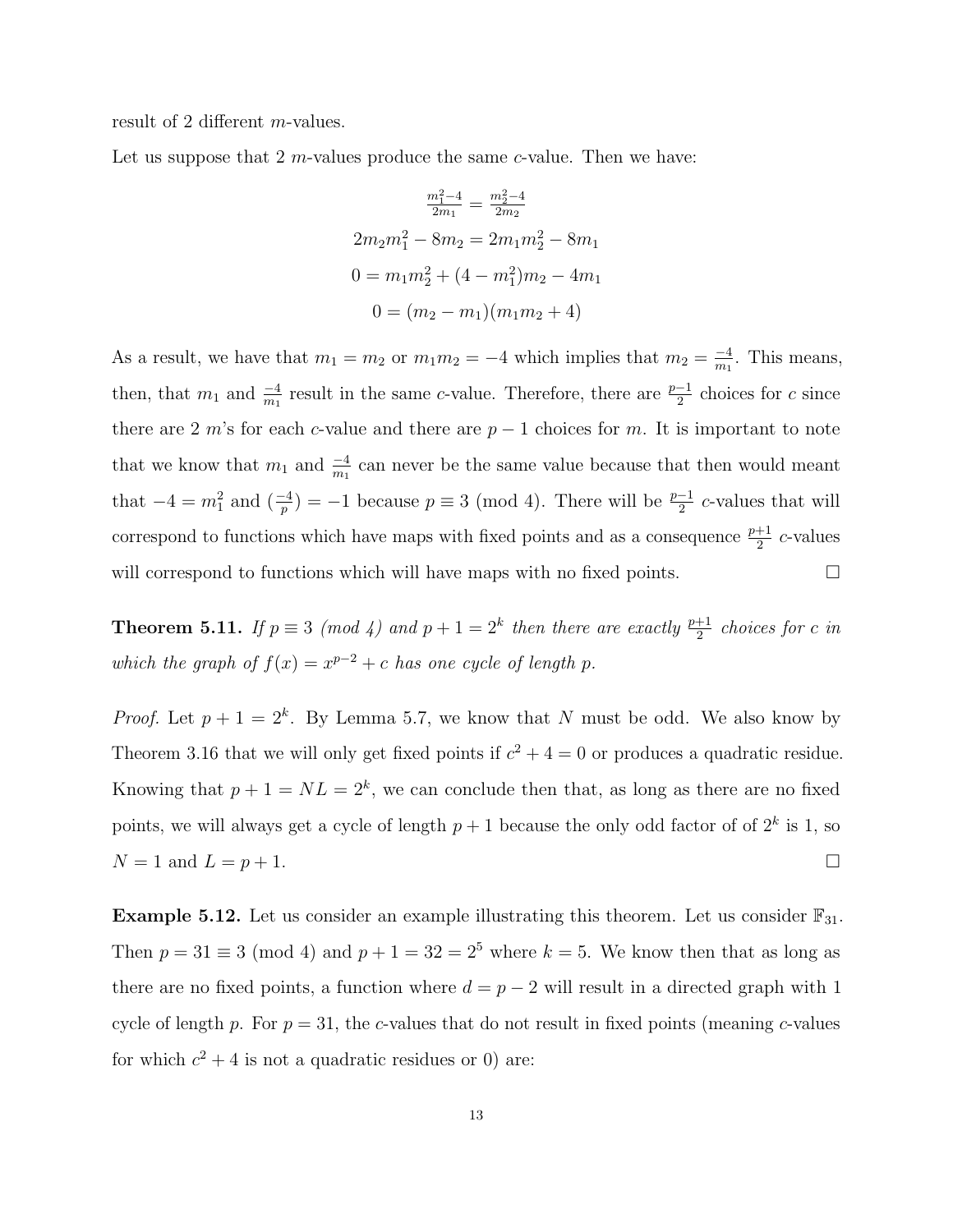result of 2 different $m$-values.

Let us suppose that 2 $m$-values produce the same $c$-value. Then we have:

$$\frac{m_1^2-4}{2m_1} = \frac{m_2^2-4}{2m_2}$$

$$2m_2m_1^2 - 8m_2 = 2m_1m_2^2 - 8m_1$$

$$0 = m_1m_2^2 + (4 - m_1^2)m_2 - 4m_1$$

$$0 = (m_2 - m_1)(m_1m_2 + 4)$$

As a result, we have that $m_1 = m_2$ or $m_1m_2 = -4$ which implies that $m_2 = \frac{-4}{m_1}$. This means, then, that $m_1$ and $\frac{-4}{m_1}$ result in the same $c$-value. Therefore, there are $\frac{p-1}{2}$ choices for $c$ since there are 2 $m$'s for each $c$-value and there are $p-1$ choices for $m$. It is important to note that we know that $m_1$ and $\frac{-4}{m_1}$ can never be the same value because that then would meant that $-4 = m_1^2$ and $(\frac{-4}{p}) = -1$ because $p \equiv 3 \pmod 4$. There will be $\frac{p-1}{2}$ $c$-values that will correspond to functions which have maps with fixed points and as a consequence $\frac{p+1}{2}$ $c$-values will correspond to functions which will have maps with no fixed points. □

**Theorem 5.11.** *If $p \equiv 3$ (mod 4) and $p + 1 = 2^k$ then there are exactly $\frac{p+1}{2}$ choices for $c$ in which the graph of $f(x) = x^{p-2} + c$ has one cycle of length $p$.*

*Proof.* Let $p + 1 = 2^k$. By Lemma 5.7, we know that $N$ must be odd. We also know by Theorem 3.16 that we will only get fixed points if $c^2 + 4 = 0$ or produces a quadratic residue. Knowing that $p + 1 = NL = 2^k$, we can conclude then that, as long as there are no fixed points, we will always get a cycle of length $p + 1$ because the only odd factor of of $2^k$ is 1, so $N = 1$ and $L = p + 1$. □

**Example 5.12.** Let us consider an example illustrating this theorem. Let us consider $\mathbb{F}_{31}$. Then $p = 31 \equiv 3 \pmod 4$ and $p + 1 = 32 = 2^5$ where $k = 5$. We know then that as long as there are no fixed points, a function where $d = p - 2$ will result in a directed graph with 1 cycle of length $p$. For $p = 31$, the $c$-values that do not result in fixed points (meaning $c$-values for which $c^2 + 4$ is not a quadratic residues or 0) are: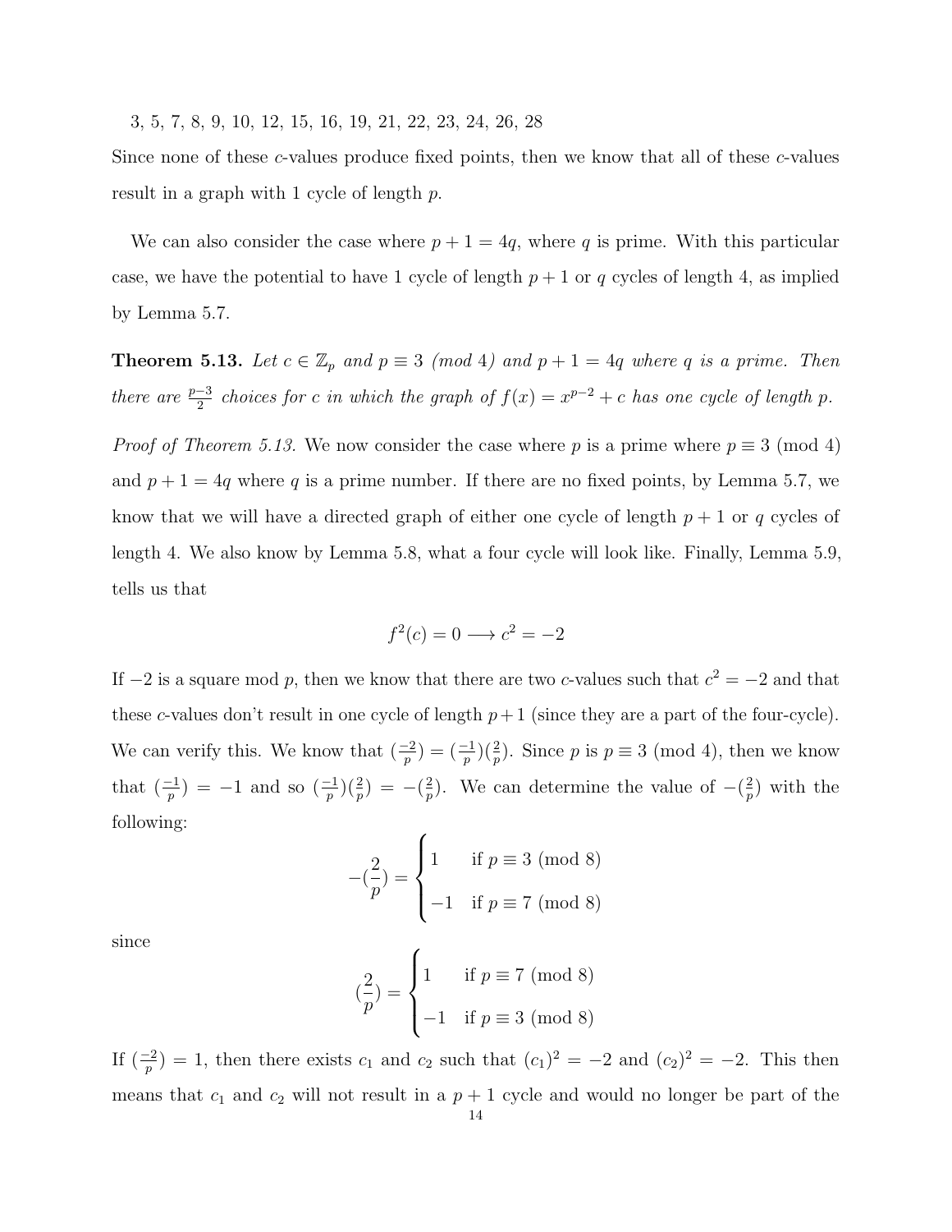3, 5, 7, 8, 9, 10, 12, 15, 16, 19, 21, 22, 23, 24, 26, 28

Since none of these $c$-values produce fixed points, then we know that all of these $c$-values result in a graph with 1 cycle of length $p$.

We can also consider the case where $p+1 = 4q$, where $q$ is prime. With this particular case, we have the potential to have 1 cycle of length $p+1$ or $q$ cycles of length 4, as implied by Lemma 5.7.

**Theorem 5.13.** *Let $c \in \mathbb{Z}_p$ and $p \equiv 3 \pmod 4$ and $p+1 = 4q$ where $q$ is a prime. Then there are $\frac{p-3}{2}$ choices for $c$ in which the graph of $f(x) = x^{p-2} + c$ has one cycle of length $p$.*

*Proof of Theorem 5.13.* We now consider the case where $p$ is a prime where $p \equiv 3 \pmod 4$ and $p+1 = 4q$ where $q$ is a prime number. If there are no fixed points, by Lemma 5.7, we know that we will have a directed graph of either one cycle of length $p+1$ or $q$ cycles of length 4. We also know by Lemma 5.8, what a four cycle will look like. Finally, Lemma 5.9, tells us that

$$f^2(c) = 0 \longrightarrow c^2 = -2$$

If $-2$ is a square mod $p$, then we know that there are two $c$-values such that $c^2 = -2$ and that these $c$-values don't result in one cycle of length $p+1$ (since they are a part of the four-cycle). We can verify this. We know that $(\frac{-2}{p}) = (\frac{-1}{p})(\frac{2}{p})$. Since $p$ is $p \equiv 3 \pmod 4$, then we know that $(\frac{-1}{p}) = -1$ and so $(\frac{-1}{p})(\frac{2}{p}) = -(\frac{2}{p})$. We can determine the value of $-(\frac{2}{p})$ with the following:

$$-(\frac{2}{p}) = \begin{cases} 1 & \text{if } p \equiv 3 \pmod 8 \\ -1 & \text{if } p \equiv 7 \pmod 8 \end{cases}$$

since

$$(\frac{2}{p}) = \begin{cases} 1 & \text{if } p \equiv 7 \pmod 8 \\ -1 & \text{if } p \equiv 3 \pmod 8 \end{cases}$$

If $(\frac{-2}{p}) = 1$, then there exists $c_1$ and $c_2$ such that $(c_1)^2 = -2$ and $(c_2)^2 = -2$. This then means that $c_1$ and $c_2$ will not result in a $p+1$ cycle and would no longer be part of the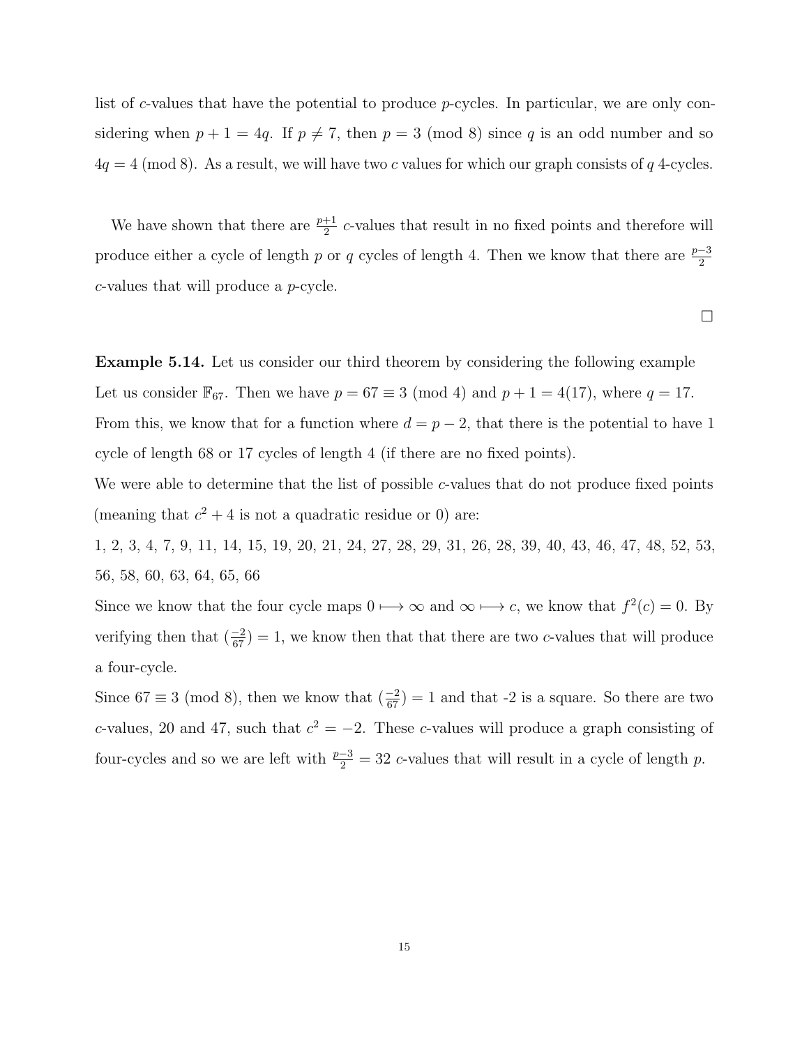list of $c$-values that have the potential to produce $p$-cycles. In particular, we are only considering when $p+1 = 4q$. If $p \neq 7$, then $p = 3 \pmod 8$ since $q$ is an odd number and so $4q = 4 \pmod 8$. As a result, we will have two $c$ values for which our graph consists of $q$ 4-cycles.

We have shown that there are $\frac{p+1}{2}$ $c$-values that result in no fixed points and therefore will produce either a cycle of length $p$ or $q$ cycles of length 4. Then we know that there are $\frac{p-3}{2}$ $c$-values that will produce a $p$-cycle.

$\square$

**Example 5.14.** Let us consider our third theorem by considering the following example Let us consider $\mathbb{F}_{67}$. Then we have $p = 67 \equiv 3 \pmod 4$ and $p + 1 = 4(17)$, where $q = 17$. From this, we know that for a function where $d = p - 2$, that there is the potential to have 1 cycle of length 68 or 17 cycles of length 4 (if there are no fixed points).

We were able to determine that the list of possible $c$-values that do not produce fixed points (meaning that $c^2 + 4$ is not a quadratic residue or 0) are:

1, 2, 3, 4, 7, 9, 11, 14, 15, 19, 20, 21, 24, 27, 28, 29, 31, 26, 28, 39, 40, 43, 46, 47, 48, 52, 53, 56, 58, 60, 63, 64, 65, 66

Since we know that the four cycle maps $0 \longmapsto \infty$ and $\infty \longmapsto c$, we know that $f^2(c) = 0$. By verifying then that $(\frac{-2}{67}) = 1$, we know then that that there are two $c$-values that will produce a four-cycle.

Since $67 \equiv 3 \pmod 8$, then we know that $(\frac{-2}{67}) = 1$ and that -2 is a square. So there are two $c$-values, 20 and 47, such that $c^2 = -2$. These $c$-values will produce a graph consisting of four-cycles and so we are left with $\frac{p-3}{2} = 32$ $c$-values that will result in a cycle of length $p$.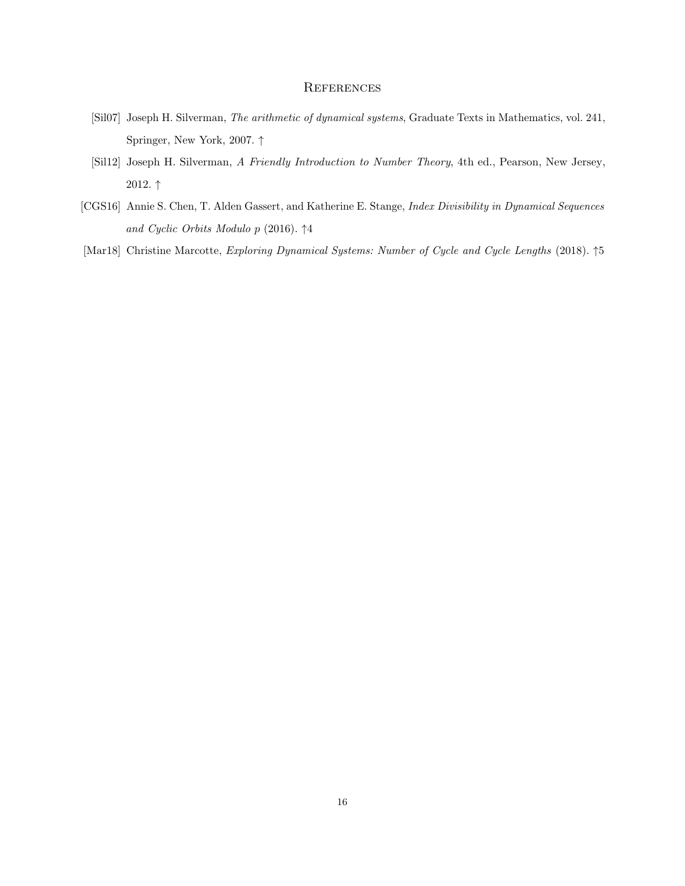## References

[Sil07] Joseph H. Silverman, *The arithmetic of dynamical systems*, Graduate Texts in Mathematics, vol. 241, Springer, New York, 2007. ↑

[Sil12] Joseph H. Silverman, *A Friendly Introduction to Number Theory*, 4th ed., Pearson, New Jersey, 2012. ↑

[CGS16] Annie S. Chen, T. Alden Gassert, and Katherine E. Stange, *Index Divisibility in Dynamical Sequences and Cyclic Orbits Modulo p* (2016). ↑4

[Mar18] Christine Marcotte, *Exploring Dynamical Systems: Number of Cycle and Cycle Lengths* (2018). ↑5